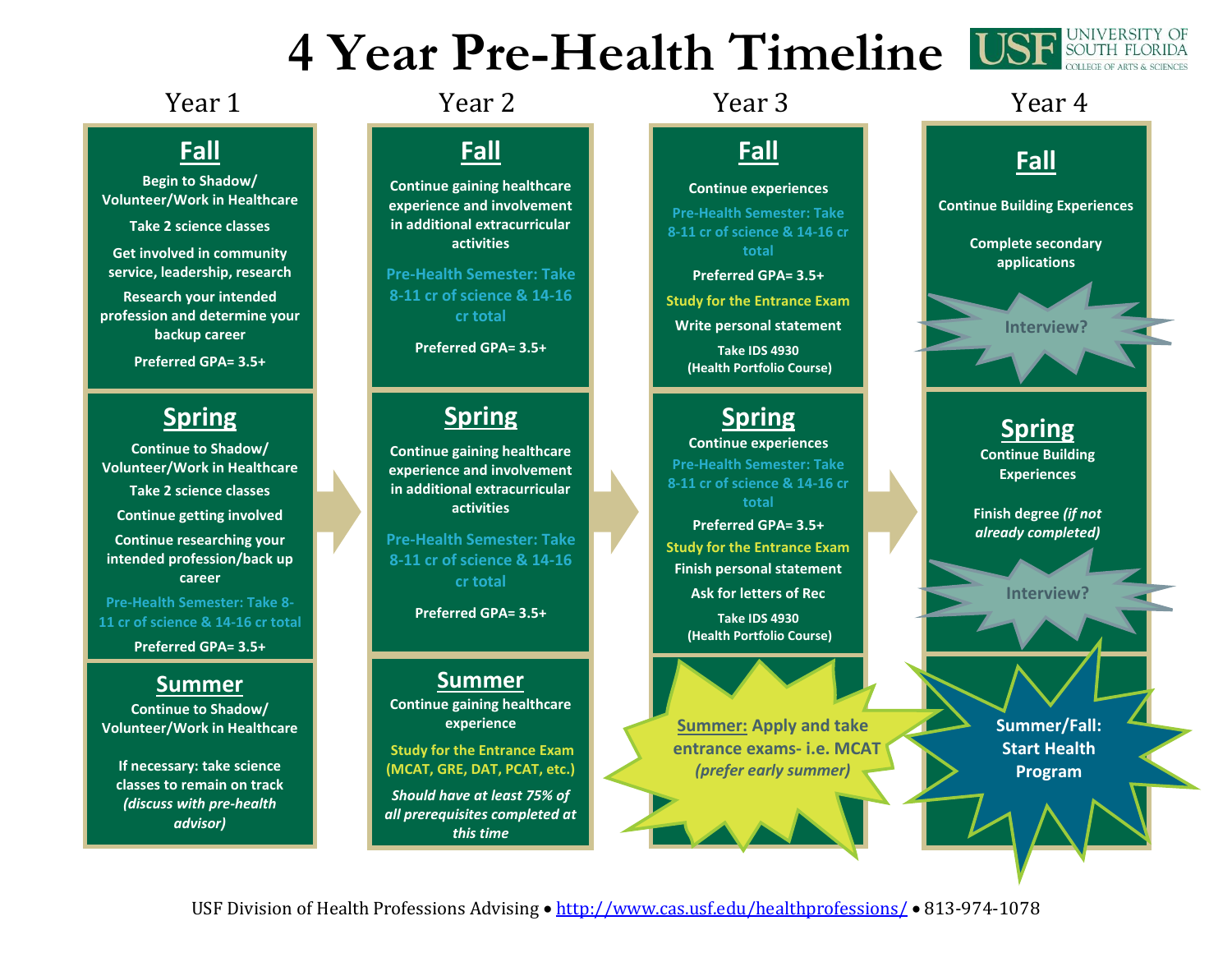# 4 Year Pre-Health Timeline

USF University of South Florida — College of Arts & Sciences

## Year 1

### Fall

Begin to Shadow/ Volunteer/Work in Healthcare

Take 2 science classes

Get involved in community service, leadership, research

Research your intended profession and determine your backup career

Preferred GPA= 3.5+

### Spring

Continue to Shadow/ Volunteer/Work in Healthcare

Take 2 science classes

Continue getting involved

Continue researching your intended profession/back up career

Pre-Health Semester: Take 8-11 cr of science & 14-16 cr total

Preferred GPA= 3.5+

### Summer

Continue to Shadow/ Volunteer/Work in Healthcare

If necessary: take science classes to remain on track *(discuss with pre-health advisor)*

## Year 2

### Fall

Continue gaining healthcare experience and involvement in additional extracurricular activities

Pre-Health Semester: Take 8-11 cr of science & 14-16 cr total

Preferred GPA= 3.5+

### Spring

Continue gaining healthcare experience and involvement in additional extracurricular activities

Pre-Health Semester: Take 8-11 cr of science & 14-16 cr total

Preferred GPA= 3.5+

### Summer

Continue gaining healthcare experience

Study for the Entrance Exam (MCAT, GRE, DAT, PCAT, etc.)

*Should have at least 75% of all prerequisites completed at this time*

## Year 3

### Fall

Continue experiences

Pre-Health Semester: Take 8-11 cr of science & 14-16 cr total

Preferred GPA= 3.5+

Study for the Entrance Exam

Write personal statement

Take IDS 4930 (Health Portfolio Course)

### Spring

Continue experiences

Pre-Health Semester: Take 8-11 cr of science & 14-16 cr total

Preferred GPA= 3.5+

Study for the Entrance Exam

Finish personal statement

Ask for letters of Rec

Take IDS 4930 (Health Portfolio Course)

**Summer:** Apply and take entrance exams- i.e. MCAT *(prefer early summer)*

## Year 4

### Fall

Continue Building Experiences

Complete secondary applications

Interview?

### Spring

Continue Building Experiences

Finish degree *(if not already completed)*

Interview?

**Summer/Fall: Start Health Program**

USF Division of Health Professions Advising • http://www.cas.usf.edu/healthprofessions/ • 813-974-1078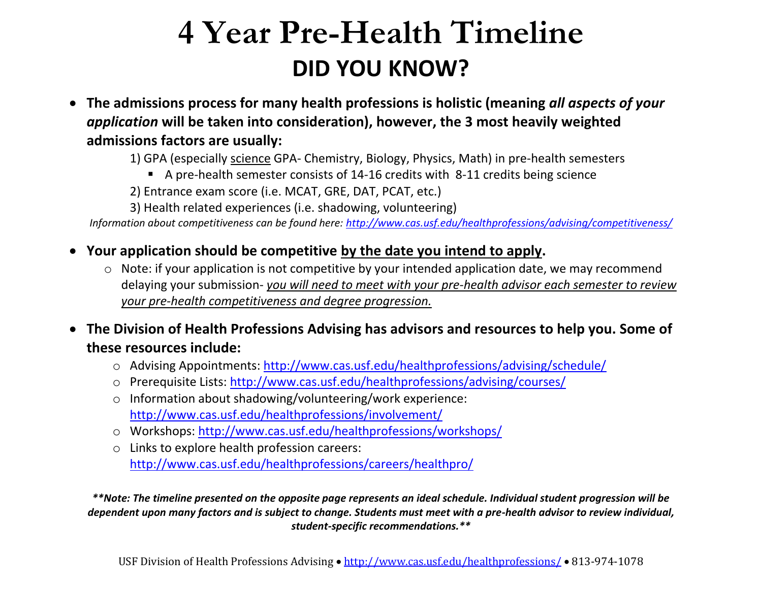# 4 Year Pre-Health Timeline

## DID YOU KNOW?

- **The admissions process for many health professions is holistic (meaning *all aspects of your application* will be taken into consideration), however, the 3 most heavily weighted admissions factors are usually:**
  1) GPA (especially <u>science</u> GPA- Chemistry, Biology, Physics, Math) in pre-health semesters
     - A pre-health semester consists of 14-16 credits with 8-11 credits being science
  2) Entrance exam score (i.e. MCAT, GRE, DAT, PCAT, etc.)
  3) Health related experiences (i.e. shadowing, volunteering)

  *Information about competitiveness can be found here: http://www.cas.usf.edu/healthprofessions/advising/competitiveness/*

- **Your application should be competitive <u>by the date you intend to apply</u>.**
  - Note: if your application is not competitive by your intended application date, we may recommend delaying your submission- *<u>you will need to meet with your pre-health advisor each semester to review your pre-health competitiveness and degree progression.</u>*

- **The Division of Health Professions Advising has advisors and resources to help you. Some of these resources include:**
  - Advising Appointments: http://www.cas.usf.edu/healthprofessions/advising/schedule/
  - Prerequisite Lists: http://www.cas.usf.edu/healthprofessions/advising/courses/
  - Information about shadowing/volunteering/work experience: http://www.cas.usf.edu/healthprofessions/involvement/
  - Workshops: http://www.cas.usf.edu/healthprofessions/workshops/
  - Links to explore health profession careers: http://www.cas.usf.edu/healthprofessions/careers/healthpro/

***\*\*Note: The timeline presented on the opposite page represents an ideal schedule. Individual student progression will be dependent upon many factors and is subject to change. Students must meet with a pre-health advisor to review individual, student-specific recommendations.\*\****

USF Division of Health Professions Advising • http://www.cas.usf.edu/healthprofessions/ • 813-974-1078